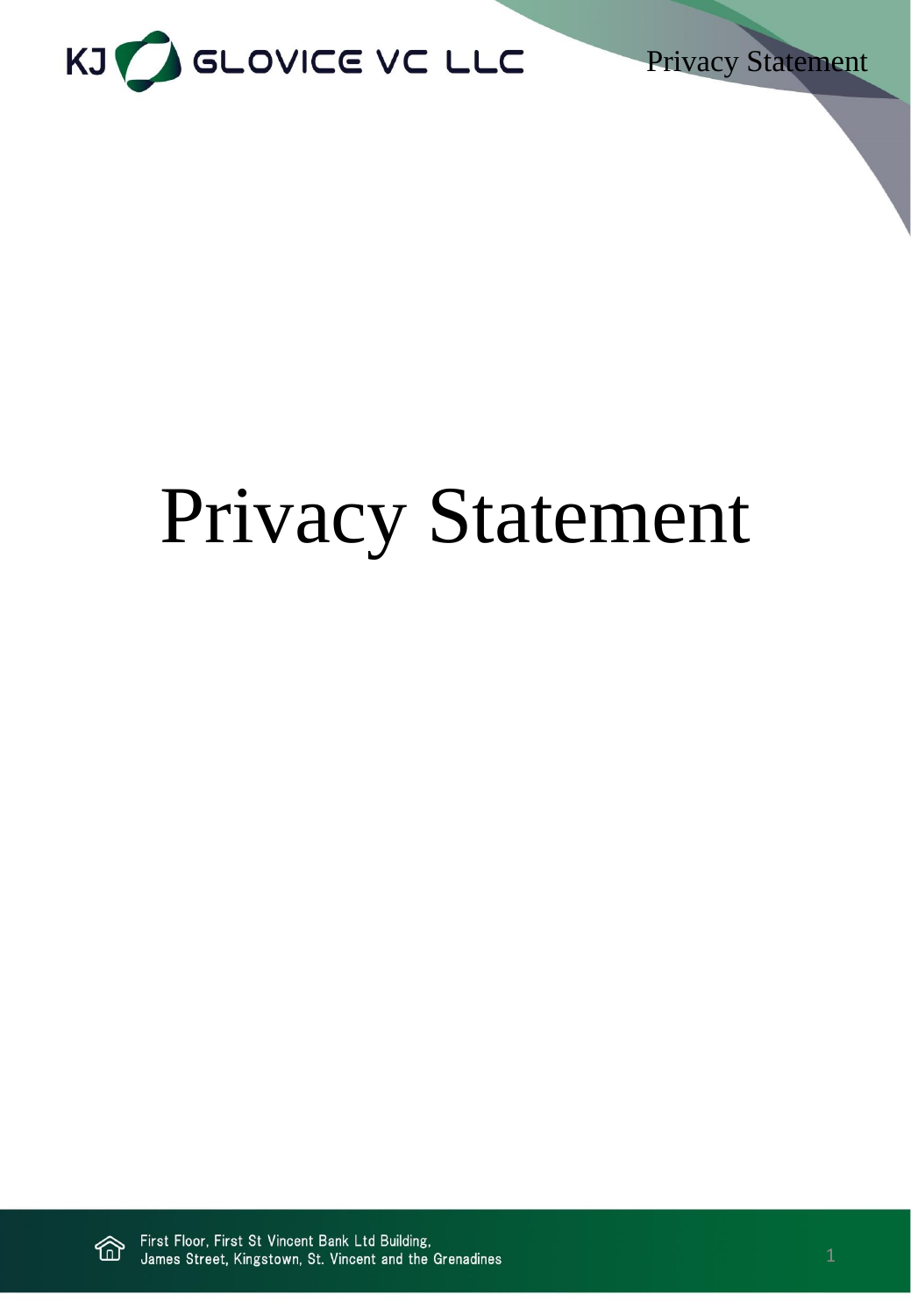# Privacy Statement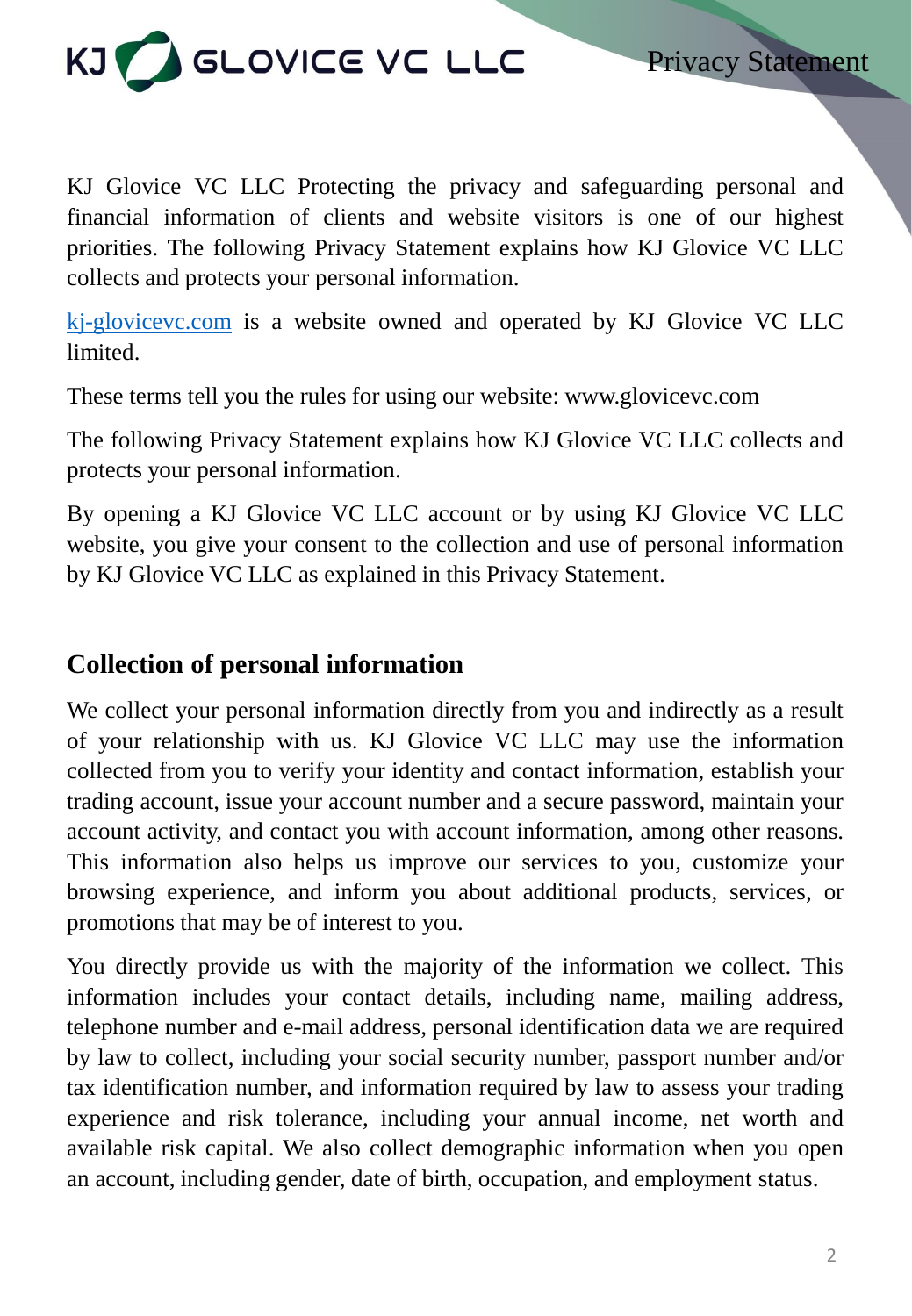KJ Glovice VC LLC Protecting the privacy and safeguarding personal and financial information of clients and website visitors is one of our highest priorities. The following Privacy Statement explains how KJ Glovice VC LLC collects and protects your personal information.

kj-glovicevc.com is a website owned and operated by KJ Glovice VC LLC limited.

These terms tell you the rules for using our website: www.glovicevc.com

The following Privacy Statement explains how KJ Glovice VC LLC collects and protects your personal information.

By opening a KJ Glovice VC LLC account or by using KJ Glovice VC LLC website, you give your consent to the collection and use of personal information by KJ Glovice VC LLC as explained in this Privacy Statement.

## Collection of personal information

We collect your personal information directly from you and indirectly as a result of your relationship with us. KJ Glovice VC LLC may use the information collected from you to verify your identity and contact information, establish your trading account, issue your account number and a secure password, maintain your account activity, and contact you with account information, among other reasons. This information also helps us improve our services to you, customize your browsing experience, and inform you about additional products, services, or promotions that may be of interest to you.

You directly provide us with the majority of the information we collect. This information includes your contact details, including name, mailing address, telephone number and e-mail address, personal identification data we are required by law to collect, including your social security number, passport number and/or tax identification number, and information required by law to assess your trading experience and risk tolerance, including your annual income, net worth and available risk capital. We also collect demographic information when you open an account, including gender, date of birth, occupation, and employment status.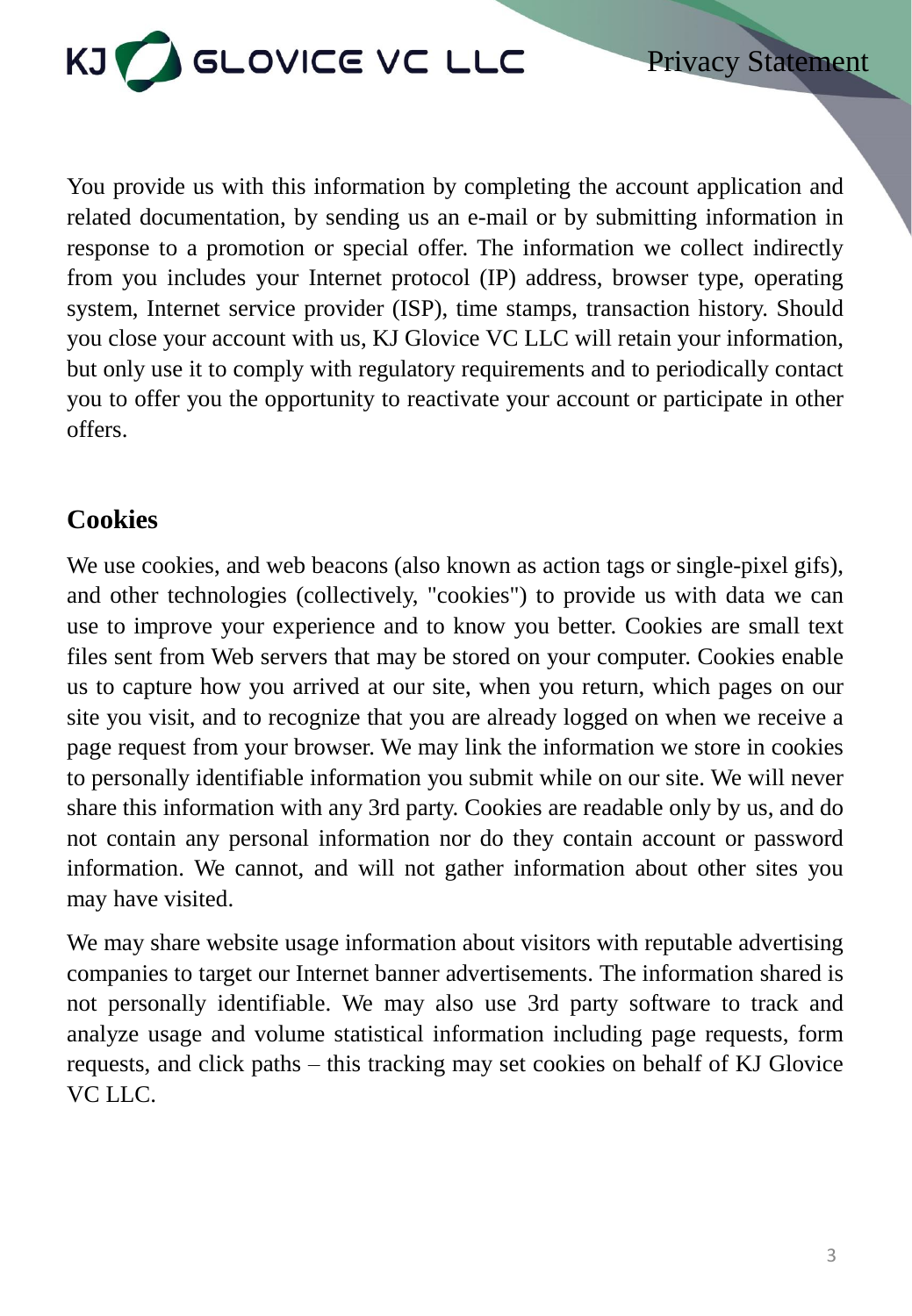You provide us with this information by completing the account application and related documentation, by sending us an e-mail or by submitting information in response to a promotion or special offer. The information we collect indirectly from you includes your Internet protocol (IP) address, browser type, operating system, Internet service provider (ISP), time stamps, transaction history. Should you close your account with us, KJ Glovice VC LLC will retain your information, but only use it to comply with regulatory requirements and to periodically contact you to offer you the opportunity to reactivate your account or participate in other offers.

## Cookies

We use cookies, and web beacons (also known as action tags or single-pixel gifs), and other technologies (collectively, "cookies") to provide us with data we can use to improve your experience and to know you better. Cookies are small text files sent from Web servers that may be stored on your computer. Cookies enable us to capture how you arrived at our site, when you return, which pages on our site you visit, and to recognize that you are already logged on when we receive a page request from your browser. We may link the information we store in cookies to personally identifiable information you submit while on our site. We will never share this information with any 3rd party. Cookies are readable only by us, and do not contain any personal information nor do they contain account or password information. We cannot, and will not gather information about other sites you may have visited.

We may share website usage information about visitors with reputable advertising companies to target our Internet banner advertisements. The information shared is not personally identifiable. We may also use 3rd party software to track and analyze usage and volume statistical information including page requests, form requests, and click paths – this tracking may set cookies on behalf of KJ Glovice VC LLC.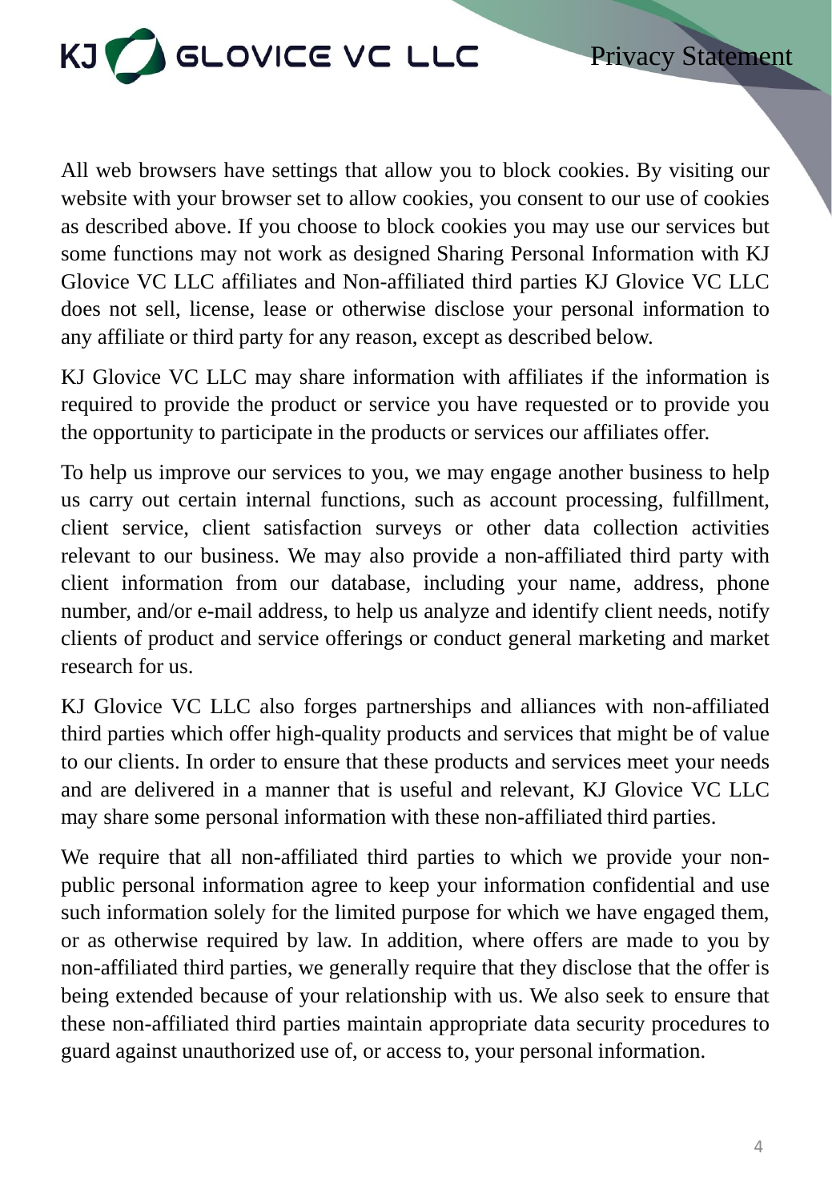All web browsers have settings that allow you to block cookies. By visiting our website with your browser set to allow cookies, you consent to our use of cookies as described above. If you choose to block cookies you may use our services but some functions may not work as designed Sharing Personal Information with KJ Glovice VC LLC affiliates and Non-affiliated third parties KJ Glovice VC LLC does not sell, license, lease or otherwise disclose your personal information to any affiliate or third party for any reason, except as described below.

KJ Glovice VC LLC may share information with affiliates if the information is required to provide the product or service you have requested or to provide you the opportunity to participate in the products or services our affiliates offer.

To help us improve our services to you, we may engage another business to help us carry out certain internal functions, such as account processing, fulfillment, client service, client satisfaction surveys or other data collection activities relevant to our business. We may also provide a non-affiliated third party with client information from our database, including your name, address, phone number, and/or e-mail address, to help us analyze and identify client needs, notify clients of product and service offerings or conduct general marketing and market research for us.

KJ Glovice VC LLC also forges partnerships and alliances with non-affiliated third parties which offer high-quality products and services that might be of value to our clients. In order to ensure that these products and services meet your needs and are delivered in a manner that is useful and relevant, KJ Glovice VC LLC may share some personal information with these non-affiliated third parties.

We require that all non-affiliated third parties to which we provide your non-public personal information agree to keep your information confidential and use such information solely for the limited purpose for which we have engaged them, or as otherwise required by law. In addition, where offers are made to you by non-affiliated third parties, we generally require that they disclose that the offer is being extended because of your relationship with us. We also seek to ensure that these non-affiliated third parties maintain appropriate data security procedures to guard against unauthorized use of, or access to, your personal information.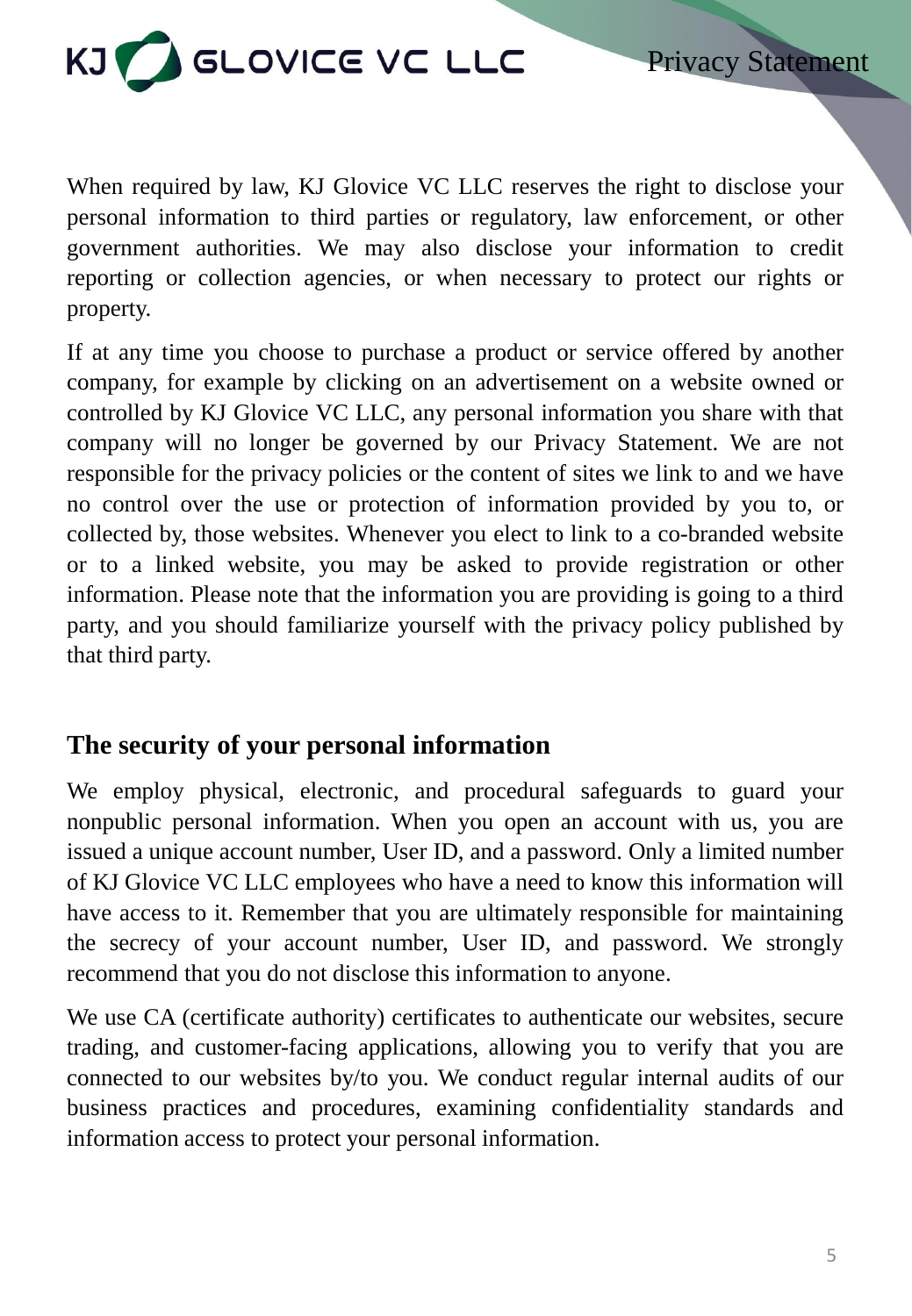When required by law, KJ Glovice VC LLC reserves the right to disclose your personal information to third parties or regulatory, law enforcement, or other government authorities. We may also disclose your information to credit reporting or collection agencies, or when necessary to protect our rights or property.

If at any time you choose to purchase a product or service offered by another company, for example by clicking on an advertisement on a website owned or controlled by KJ Glovice VC LLC, any personal information you share with that company will no longer be governed by our Privacy Statement. We are not responsible for the privacy policies or the content of sites we link to and we have no control over the use or protection of information provided by you to, or collected by, those websites. Whenever you elect to link to a co-branded website or to a linked website, you may be asked to provide registration or other information. Please note that the information you are providing is going to a third party, and you should familiarize yourself with the privacy policy published by that third party.

## The security of your personal information

We employ physical, electronic, and procedural safeguards to guard your nonpublic personal information. When you open an account with us, you are issued a unique account number, User ID, and a password. Only a limited number of KJ Glovice VC LLC employees who have a need to know this information will have access to it. Remember that you are ultimately responsible for maintaining the secrecy of your account number, User ID, and password. We strongly recommend that you do not disclose this information to anyone.

We use CA (certificate authority) certificates to authenticate our websites, secure trading, and customer-facing applications, allowing you to verify that you are connected to our websites by/to you. We conduct regular internal audits of our business practices and procedures, examining confidentiality standards and information access to protect your personal information.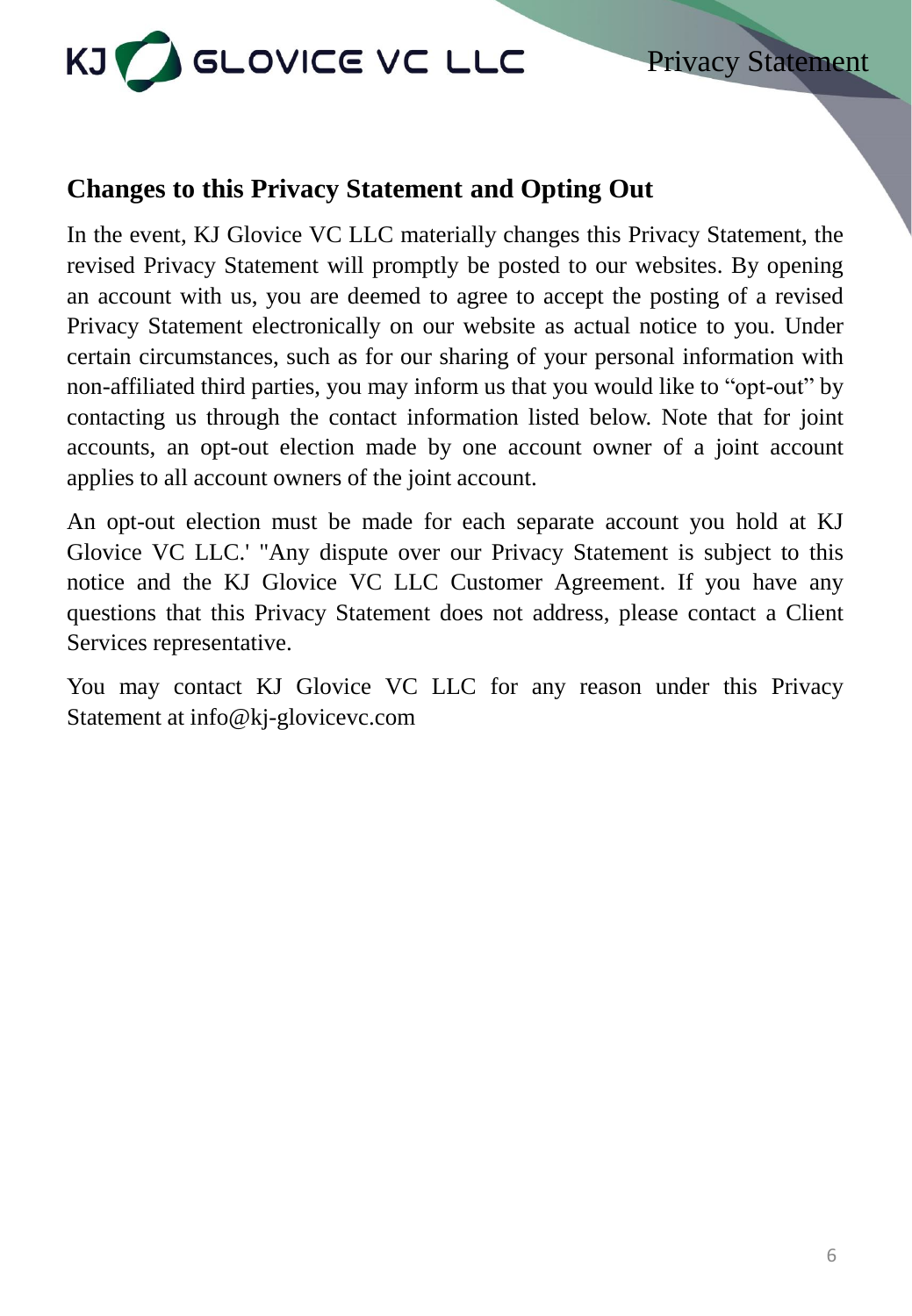## Changes to this Privacy Statement and Opting Out

In the event, KJ Glovice VC LLC materially changes this Privacy Statement, the revised Privacy Statement will promptly be posted to our websites. By opening an account with us, you are deemed to agree to accept the posting of a revised Privacy Statement electronically on our website as actual notice to you. Under certain circumstances, such as for our sharing of your personal information with non-affiliated third parties, you may inform us that you would like to "opt-out" by contacting us through the contact information listed below. Note that for joint accounts, an opt-out election made by one account owner of a joint account applies to all account owners of the joint account.

An opt-out election must be made for each separate account you hold at KJ Glovice VC LLC.' "Any dispute over our Privacy Statement is subject to this notice and the KJ Glovice VC LLC Customer Agreement. If you have any questions that this Privacy Statement does not address, please contact a Client Services representative.

You may contact KJ Glovice VC LLC for any reason under this Privacy Statement at info@kj-glovicevc.com